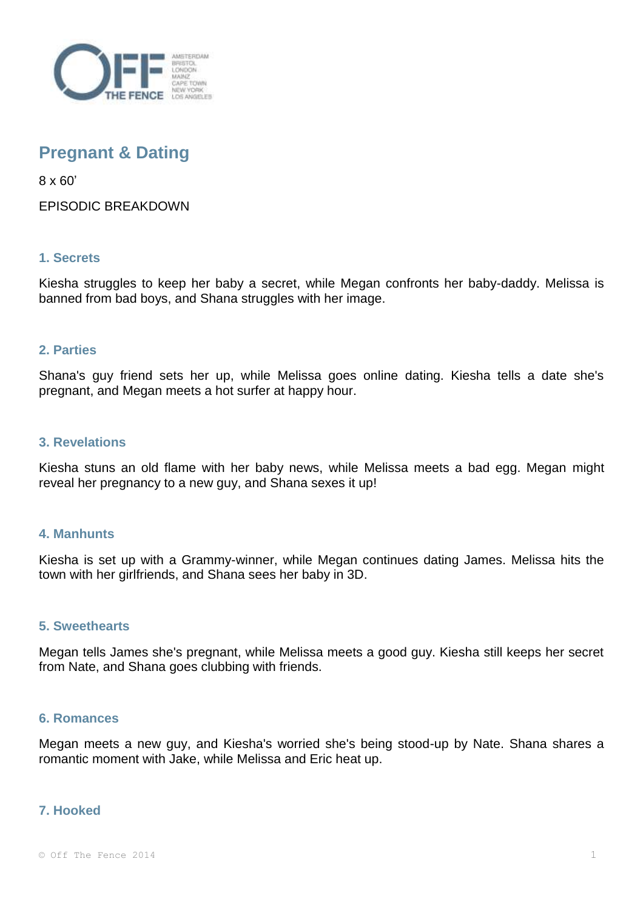# Pregnant & Dating

8 x 60'

EPISODIC BREAKDOWN

## 1. Secrets

Kiesha struggles to keep her baby a secret, while Megan confronts her baby-daddy. Melissa is banned from bad boys, and Shana struggles with her image.

## 2. Parties

Shana's guy friend sets her up, while Melissa goes online dating. Kiesha tells a date she's pregnant, and Megan meets a hot surfer at happy hour.

## 3. Revelations

Kiesha stuns an old flame with her baby news, while Melissa meets a bad egg. Megan might reveal her pregnancy to a new guy, and Shana sexes it up!

## 4. Manhunts

Kiesha is set up with a Grammy-winner, while Megan continues dating James. Melissa hits the town with her girlfriends, and Shana sees her baby in 3D.

## 5. Sweethearts

Megan tells James she's pregnant, while Melissa meets a good guy. Kiesha still keeps her secret from Nate, and Shana goes clubbing with friends.

## 6. Romances

Megan meets a new guy, and Kiesha's worried she's being stood-up by Nate. Shana shares a romantic moment with Jake, while Melissa and Eric heat up.

## 7. Hooked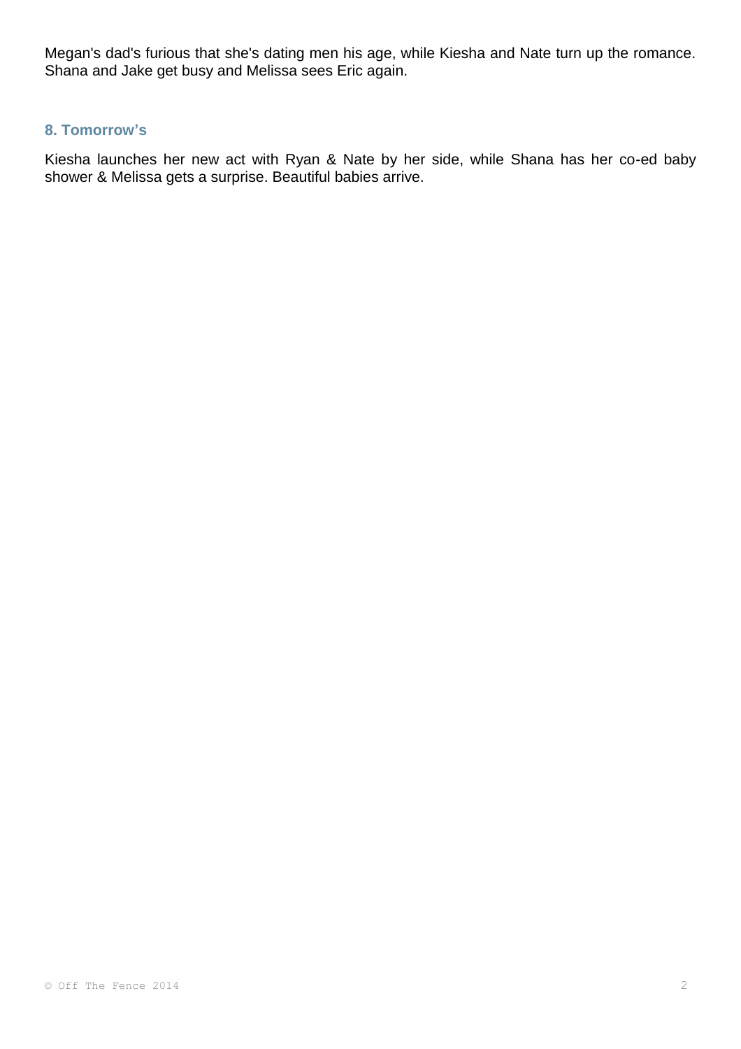Megan's dad's furious that she's dating men his age, while Kiesha and Nate turn up the romance. Shana and Jake get busy and Melissa sees Eric again.

### 8. Tomorrow's

Kiesha launches her new act with Ryan & Nate by her side, while Shana has her co-ed baby shower & Melissa gets a surprise. Beautiful babies arrive.